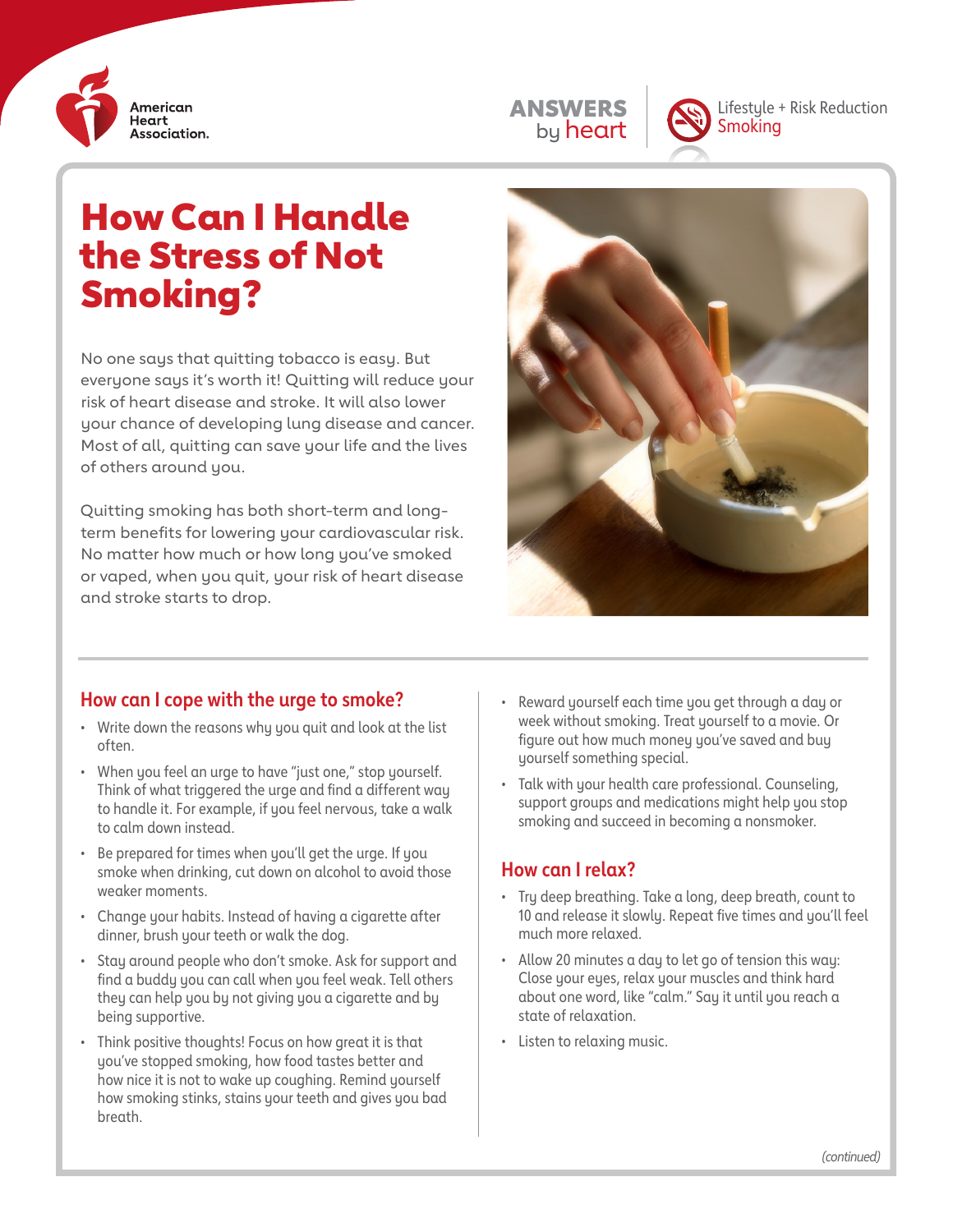American Heart Association.

ANSWERS by heart

Lifestyle + Risk Reduction
Smoking

# How Can I Handle the Stress of Not Smoking?

No one says that quitting tobacco is easy. But everyone says it's worth it! Quitting will reduce your risk of heart disease and stroke. It will also lower your chance of developing lung disease and cancer. Most of all, quitting can save your life and the lives of others around you.

Quitting smoking has both short-term and long-term benefits for lowering your cardiovascular risk. No matter how much or how long you've smoked or vaped, when you quit, your risk of heart disease and stroke starts to drop.

## How can I cope with the urge to smoke?

- Write down the reasons why you quit and look at the list often.
- When you feel an urge to have "just one," stop yourself. Think of what triggered the urge and find a different way to handle it. For example, if you feel nervous, take a walk to calm down instead.
- Be prepared for times when you'll get the urge. If you smoke when drinking, cut down on alcohol to avoid those weaker moments.
- Change your habits. Instead of having a cigarette after dinner, brush your teeth or walk the dog.
- Stay around people who don't smoke. Ask for support and find a buddy you can call when you feel weak. Tell others they can help you by not giving you a cigarette and by being supportive.
- Think positive thoughts! Focus on how great it is that you've stopped smoking, how food tastes better and how nice it is not to wake up coughing. Remind yourself how smoking stinks, stains your teeth and gives you bad breath.
- Reward yourself each time you get through a day or week without smoking. Treat yourself to a movie. Or figure out how much money you've saved and buy yourself something special.
- Talk with your health care professional. Counseling, support groups and medications might help you stop smoking and succeed in becoming a nonsmoker.

## How can I relax?

- Try deep breathing. Take a long, deep breath, count to 10 and release it slowly. Repeat five times and you'll feel much more relaxed.
- Allow 20 minutes a day to let go of tension this way: Close your eyes, relax your muscles and think hard about one word, like "calm." Say it until you reach a state of relaxation.
- Listen to relaxing music.

*(continued)*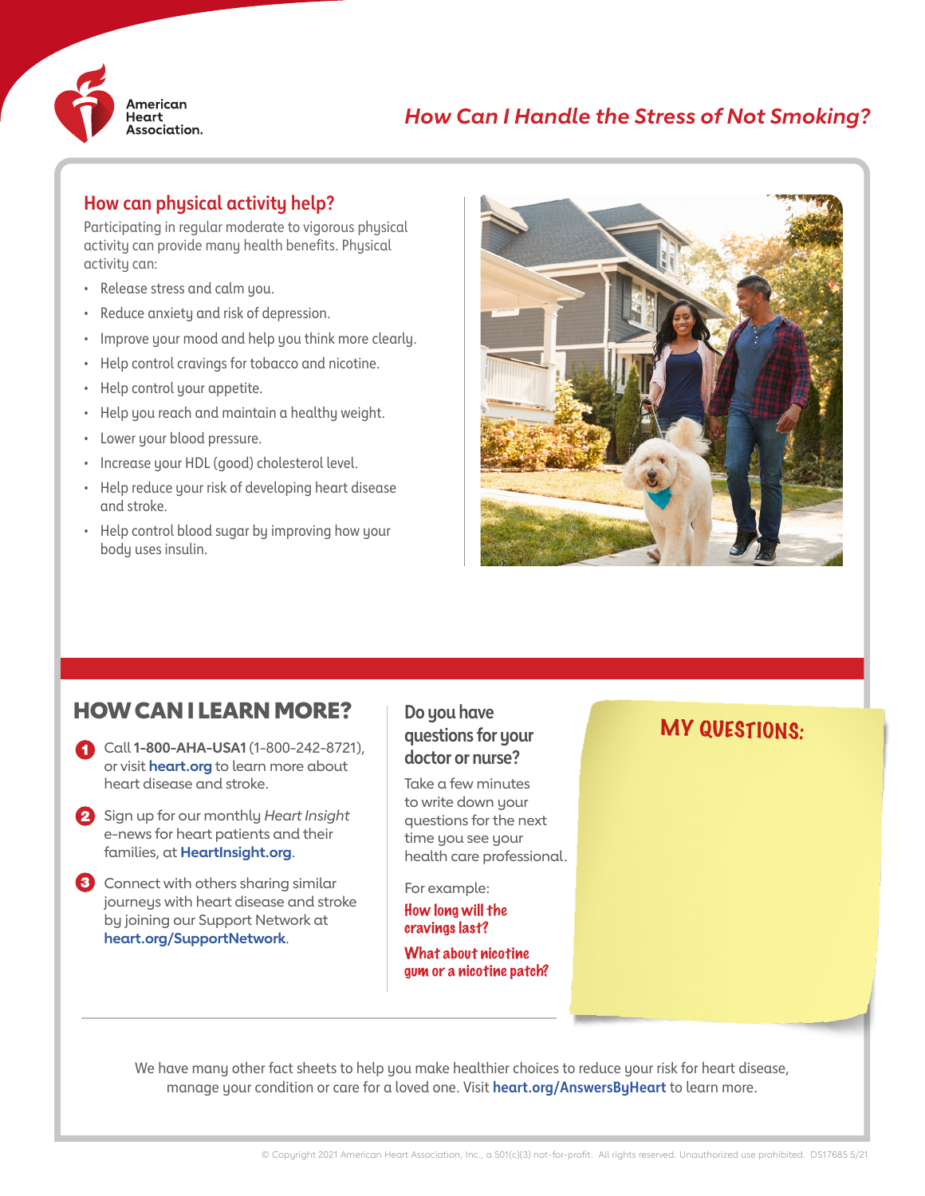## How can physical activity help?

Participating in regular moderate to vigorous physical activity can provide many health benefits. Physical activity can:

- Release stress and calm you.
- Reduce anxiety and risk of depression.
- Improve your mood and help you think more clearly.
- Help control cravings for tobacco and nicotine.
- Help control your appetite.
- Help you reach and maintain a healthy weight.
- Lower your blood pressure.
- Increase your HDL (good) cholesterol level.
- Help reduce your risk of developing heart disease and stroke.
- Help control blood sugar by improving how your body uses insulin.

## HOW CAN I LEARN MORE?

1. Call **1-800-AHA-USA1** (1-800-242-8721), or visit **heart.org** to learn more about heart disease and stroke.
2. Sign up for our monthly *Heart Insight* e-news for heart patients and their families, at **HeartInsight.org**.
3. Connect with others sharing similar journeys with heart disease and stroke by joining our Support Network at **heart.org/SupportNetwork**.

### Do you have questions for your doctor or nurse?

Take a few minutes to write down your questions for the next time you see your health care professional.

For example:

**How long will the cravings last?**

**What about nicotine gum or a nicotine patch?**

### MY QUESTIONS:

We have many other fact sheets to help you make healthier choices to reduce your risk for heart disease, manage your condition or care for a loved one. Visit **heart.org/AnswersByHeart** to learn more.

© Copyright 2021 American Heart Association, Inc., a 501(c)(3) not-for-profit. All rights reserved. Unauthorized use prohibited. DS17685 5/21